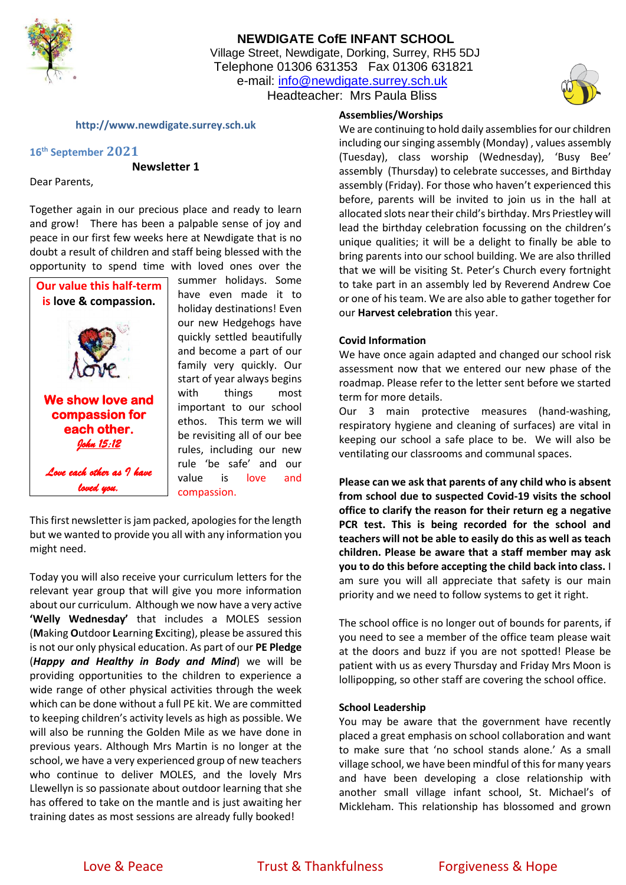# NEWDIGATE CofE INFANT SCHOOL

Village Street, Newdigate, Dorking, Surrey, RH5 5DJ
Telephone 01306 631353 Fax 01306 631821
e-mail: info@newdigate.surrey.sch.uk
Headteacher: Mrs Paula Bliss

http://www.newdigate.surrey.sch.uk

16th September 2021

## Newsletter 1

Dear Parents,

Together again in our precious place and ready to learn and grow! There has been a palpable sense of joy and peace in our first few weeks here at Newdigate that is no doubt a result of children and staff being blessed with the opportunity to spend time with loved ones over the summer holidays. Some have even made it to holiday destinations! Even our new Hedgehogs have quickly settled beautifully and become a part of our family very quickly. Our start of year always begins with things most important to our school ethos. This term we will be revisiting all of our bee rules, including our new rule 'be safe' and our value is love and compassion.

> **Our value this half-term is love & compassion.**
>
> **We show love and compassion for each other.**
>
> *John 15:12*
>
> *Love each other as I have loved you.*

This first newsletter is jam packed, apologies for the length but we wanted to provide you all with any information you might need.

Today you will also receive your curriculum letters for the relevant year group that will give you more information about our curriculum. Although we now have a very active **'Welly Wednesday'** that includes a MOLES session (**M**aking **O**utdoor **L**earning **E**xciting), please be assured this is not our only physical education. As part of our **PE Pledge** (***Happy and Healthy in Body and Mind***) we will be providing opportunities to the children to experience a wide range of other physical activities through the week which can be done without a full PE kit. We are committed to keeping children's activity levels as high as possible. We will also be running the Golden Mile as we have done in previous years. Although Mrs Martin is no longer at the school, we have a very experienced group of new teachers who continue to deliver MOLES, and the lovely Mrs Llewellyn is so passionate about outdoor learning that she has offered to take on the mantle and is just awaiting her training dates as most sessions are already fully booked!

### Assemblies/Worships

We are continuing to hold daily assemblies for our children including our singing assembly (Monday) , values assembly (Tuesday), class worship (Wednesday), 'Busy Bee' assembly (Thursday) to celebrate successes, and Birthday assembly (Friday). For those who haven't experienced this before, parents will be invited to join us in the hall at allocated slots near their child's birthday. Mrs Priestley will lead the birthday celebration focussing on the children's unique qualities; it will be a delight to finally be able to bring parents into our school building. We are also thrilled that we will be visiting St. Peter's Church every fortnight to take part in an assembly led by Reverend Andrew Coe or one of his team. We are also able to gather together for our **Harvest celebration** this year.

### Covid Information

We have once again adapted and changed our school risk assessment now that we entered our new phase of the roadmap. Please refer to the letter sent before we started term for more details.

Our 3 main protective measures (hand-washing, respiratory hygiene and cleaning of surfaces) are vital in keeping our school a safe place to be. We will also be ventilating our classrooms and communal spaces.

**Please can we ask that parents of any child who is absent from school due to suspected Covid-19 visits the school office to clarify the reason for their return eg a negative PCR test. This is being recorded for the school and teachers will not be able to easily do this as well as teach children. Please be aware that a staff member may ask you to do this before accepting the child back into class.** I am sure you will all appreciate that safety is our main priority and we need to follow systems to get it right.

The school office is no longer out of bounds for parents, if you need to see a member of the office team please wait at the doors and buzz if you are not spotted! Please be patient with us as every Thursday and Friday Mrs Moon is lollipopping, so other staff are covering the school office.

### School Leadership

You may be aware that the government have recently placed a great emphasis on school collaboration and want to make sure that 'no school stands alone.' As a small village school, we have been mindful of this for many years and have been developing a close relationship with another small village infant school, St. Michael's of Mickleham. This relationship has blossomed and grown

Love & Peace    Trust & Thankfulness    Forgiveness & Hope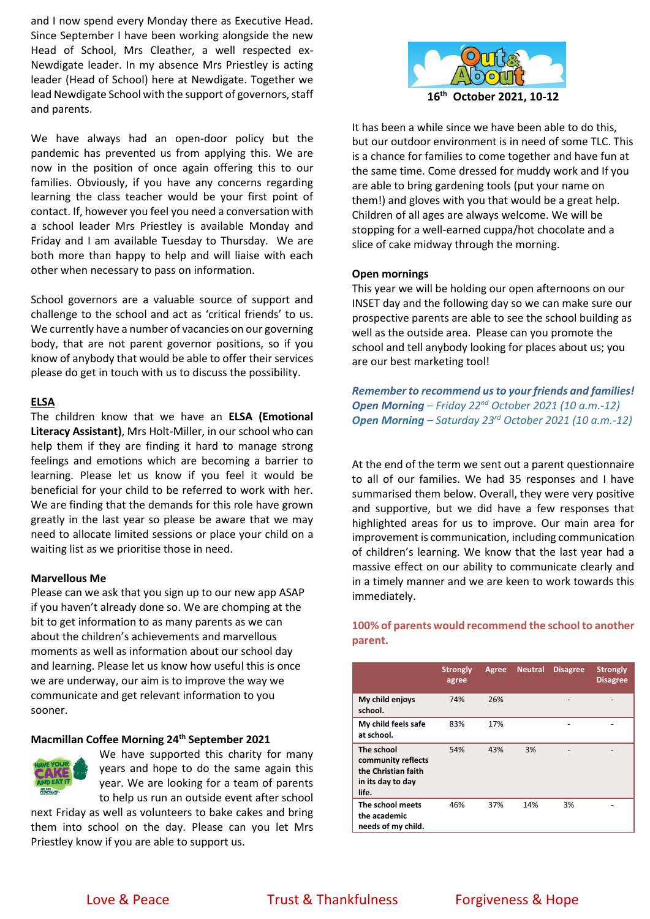and I now spend every Monday there as Executive Head. Since September I have been working alongside the new Head of School, Mrs Cleather, a well respected ex-Newdigate leader. In my absence Mrs Priestley is acting leader (Head of School) here at Newdigate. Together we lead Newdigate School with the support of governors, staff and parents.

We have always had an open-door policy but the pandemic has prevented us from applying this. We are now in the position of once again offering this to our families. Obviously, if you have any concerns regarding learning the class teacher would be your first point of contact. If, however you feel you need a conversation with a school leader Mrs Priestley is available Monday and Friday and I am available Tuesday to Thursday. We are both more than happy to help and will liaise with each other when necessary to pass on information.

School governors are a valuable source of support and challenge to the school and act as 'critical friends' to us. We currently have a number of vacancies on our governing body, that are not parent governor positions, so if you know of anybody that would be able to offer their services please do get in touch with us to discuss the possibility.

## ELSA

The children know that we have an **ELSA (Emotional Literacy Assistant)**, Mrs Holt-Miller, in our school who can help them if they are finding it hard to manage strong feelings and emotions which are becoming a barrier to learning. Please let us know if you feel it would be beneficial for your child to be referred to work with her. We are finding that the demands for this role have grown greatly in the last year so please be aware that we may need to allocate limited sessions or place your child on a waiting list as we prioritise those in need.

## Marvellous Me

Please can we ask that you sign up to our new app ASAP if you haven't already done so. We are chomping at the bit to get information to as many parents as we can about the children's achievements and marvellous moments as well as information about our school day and learning. Please let us know how useful this is once we are underway, our aim is to improve the way we communicate and get relevant information to you sooner.

## Macmillan Coffee Morning 24th September 2021

We have supported this charity for many years and hope to do the same again this year. We are looking for a team of parents to help us run an outside event after school next Friday as well as volunteers to bake cakes and bring them into school on the day. Please can you let Mrs Priestley know if you are able to support us.

## Out & About

**16th October 2021, 10-12**

It has been a while since we have been able to do this, but our outdoor environment is in need of some TLC. This is a chance for families to come together and have fun at the same time. Come dressed for muddy work and If you are able to bring gardening tools (put your name on them!) and gloves with you that would be a great help. Children of all ages are always welcome. We will be stopping for a well-earned cuppa/hot chocolate and a slice of cake midway through the morning.

## Open mornings

This year we will be holding our open afternoons on our INSET day and the following day so we can make sure our prospective parents are able to see the school building as well as the outside area. Please can you promote the school and tell anybody looking for places about us; you are our best marketing tool!

***Remember to recommend us to your friends and families!***
***Open Morning** – Friday 22nd October 2021 (10 a.m.-12)*
***Open Morning** – Saturday 23rd October 2021 (10 a.m.-12)*

At the end of the term we sent out a parent questionnaire to all of our families. We had 35 responses and I have summarised them below. Overall, they were very positive and supportive, but we did have a few responses that highlighted areas for us to improve. Our main area for improvement is communication, including communication of children's learning. We know that the last year had a massive effect on our ability to communicate clearly and in a timely manner and we are keen to work towards this immediately.

**100% of parents would recommend the school to another parent.**

| | Strongly agree | Agree | Neutral | Disagree | Strongly Disagree |
|---|---|---|---|---|---|
| **My child enjoys school.** | 74% | 26% | | - | - |
| **My child feels safe at school.** | 83% | 17% | | - | - |
| **The school community reflects the Christian faith in its day to day life.** | 54% | 43% | 3% | - | - |
| **The school meets the academic needs of my child.** | 46% | 37% | 14% | 3% | - |

Love & Peace Trust & Thankfulness Forgiveness & Hope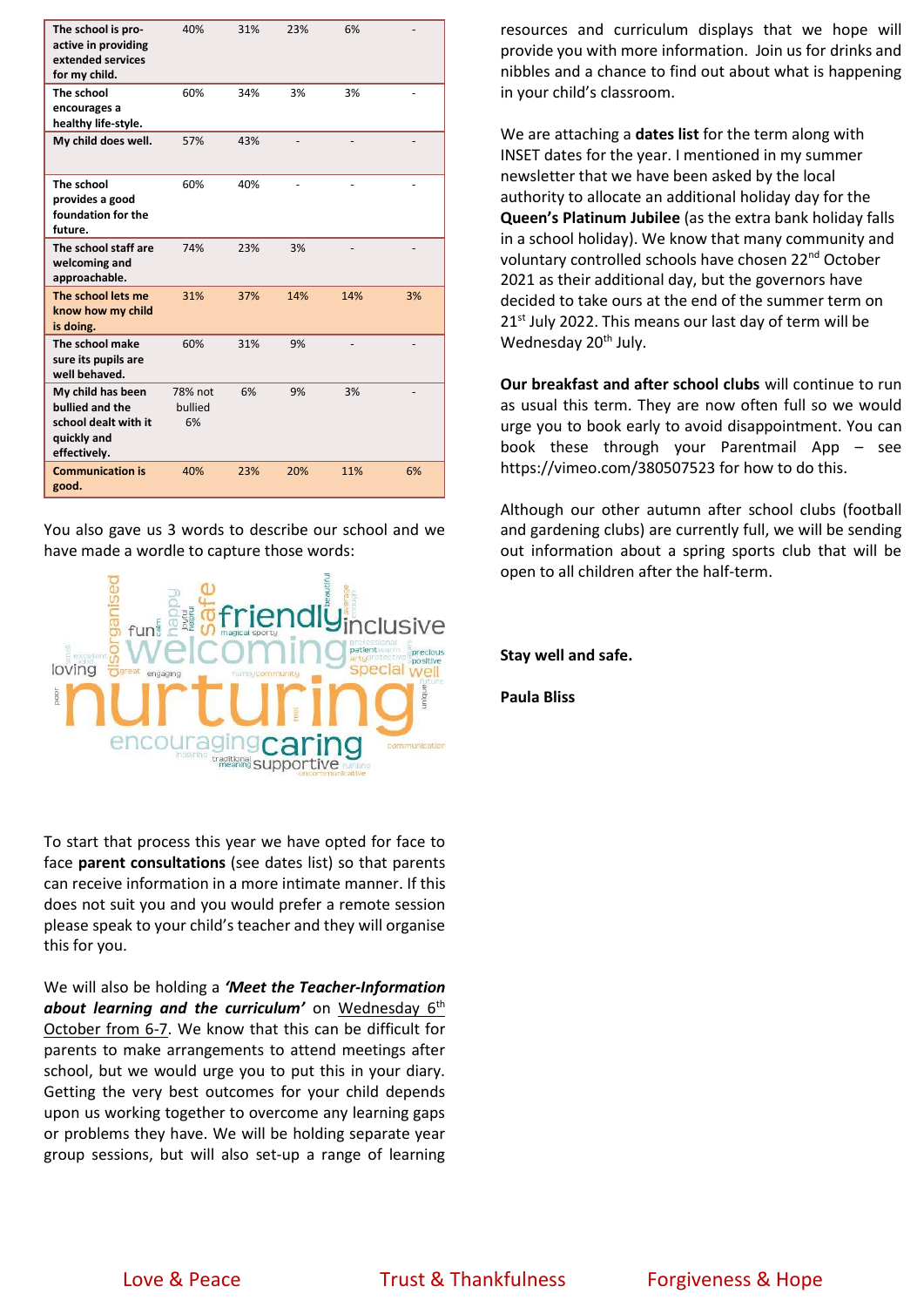| | | | | | |
|---|---|---|---|---|---|
| **The school is pro-active in providing extended services for my child.** | 40% | 31% | 23% | 6% | - |
| **The school encourages a healthy life-style.** | 60% | 34% | 3% | 3% | - |
| **My child does well.** | 57% | 43% | - | - | - |
| **The school provides a good foundation for the future.** | 60% | 40% | - | - | - |
| **The school staff are welcoming and approachable.** | 74% | 23% | 3% | - | - |
| **The school lets me know how my child is doing.** | 31% | 37% | 14% | 14% | 3% |
| **The school make sure its pupils are well behaved.** | 60% | 31% | 9% | - | - |
| **My child has been bullied and the school dealt with it quickly and effectively.** | 78% not bullied 6% | 6% | 9% | 3% | - |
| **Communication is good.** | 40% | 23% | 20% | 11% | 6% |

You also gave us 3 words to describe our school and we have made a wordle to capture those words:

To start that process this year we have opted for face to face **parent consultations** (see dates list) so that parents can receive information in a more intimate manner. If this does not suit you and you would prefer a remote session please speak to your child's teacher and they will organise this for you.

We will also be holding a ***'Meet the Teacher-Information about learning and the curriculum'*** on Wednesday 6th October from 6-7. We know that this can be difficult for parents to make arrangements to attend meetings after school, but we would urge you to put this in your diary. Getting the very best outcomes for your child depends upon us working together to overcome any learning gaps or problems they have. We will be holding separate year group sessions, but will also set-up a range of learning resources and curriculum displays that we hope will provide you with more information. Join us for drinks and nibbles and a chance to find out about what is happening in your child's classroom.

We are attaching a **dates list** for the term along with INSET dates for the year. I mentioned in my summer newsletter that we have been asked by the local authority to allocate an additional holiday day for the **Queen's Platinum Jubilee** (as the extra bank holiday falls in a school holiday). We know that many community and voluntary controlled schools have chosen 22nd October 2021 as their additional day, but the governors have decided to take ours at the end of the summer term on 21st July 2022. This means our last day of term will be Wednesday 20th July.

**Our breakfast and after school clubs** will continue to run as usual this term. They are now often full so we would urge you to book early to avoid disappointment. You can book these through your Parentmail App – see https://vimeo.com/380507523 for how to do this.

Although our other autumn after school clubs (football and gardening clubs) are currently full, we will be sending out information about a spring sports club that will be open to all children after the half-term.

**Stay well and safe.**

**Paula Bliss**

Love & Peace    Trust & Thankfulness    Forgiveness & Hope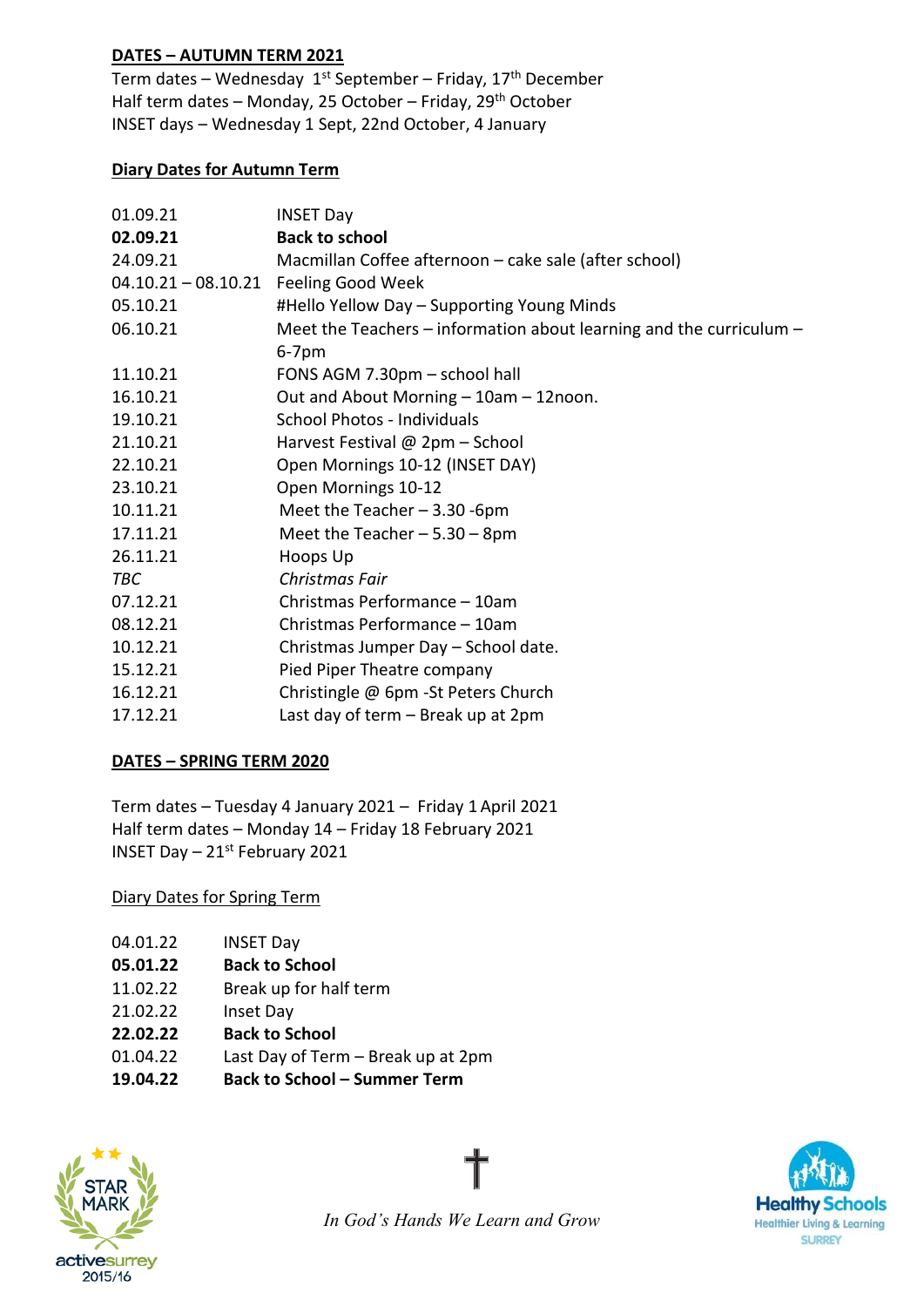**DATES – AUTUMN TERM 2021**

Term dates – Wednesday 1st September – Friday, 17th December
Half term dates – Monday, 25 October – Friday, 29th October
INSET days – Wednesday 1 Sept, 22nd October, 4 January

**Diary Dates for Autumn Term**

| | |
|---|---|
| 01.09.21 | INSET Day |
| **02.09.21** | **Back to school** |
| 24.09.21 | Macmillan Coffee afternoon – cake sale (after school) |
| 04.10.21 – 08.10.21 | Feeling Good Week |
| 05.10.21 | #Hello Yellow Day – Supporting Young Minds |
| 06.10.21 | Meet the Teachers – information about learning and the curriculum – 6-7pm |
| 11.10.21 | FONS AGM 7.30pm – school hall |
| 16.10.21 | Out and About Morning – 10am – 12noon. |
| 19.10.21 | School Photos - Individuals |
| 21.10.21 | Harvest Festival @ 2pm – School |
| 22.10.21 | Open Mornings 10-12 (INSET DAY) |
| 23.10.21 | Open Mornings 10-12 |
| 10.11.21 | Meet the Teacher – 3.30 -6pm |
| 17.11.21 | Meet the Teacher – 5.30 – 8pm |
| 26.11.21 | Hoops Up |
| *TBC* | *Christmas Fair* |
| 07.12.21 | Christmas Performance – 10am |
| 08.12.21 | Christmas Performance – 10am |
| 10.12.21 | Christmas Jumper Day – School date. |
| 15.12.21 | Pied Piper Theatre company |
| 16.12.21 | Christingle @ 6pm -St Peters Church |
| 17.12.21 | Last day of term – Break up at 2pm |

**DATES – SPRING TERM 2020**

Term dates – Tuesday 4 January 2021 – Friday 1 April 2021
Half term dates – Monday 14 – Friday 18 February 2021
INSET Day – 21st February 2021

Diary Dates for Spring Term

| | |
|---|---|
| 04.01.22 | INSET Day |
| **05.01.22** | **Back to School** |
| 11.02.22 | Break up for half term |
| 21.02.22 | Inset Day |
| **22.02.22** | **Back to School** |
| 01.04.22 | Last Day of Term – Break up at 2pm |
| **19.04.22** | **Back to School – Summer Term** |

STAR MARK activesurrey 2015/16

*In God's Hands We Learn and Grow*

Healthy Schools Healthier Living & Learning SURREY